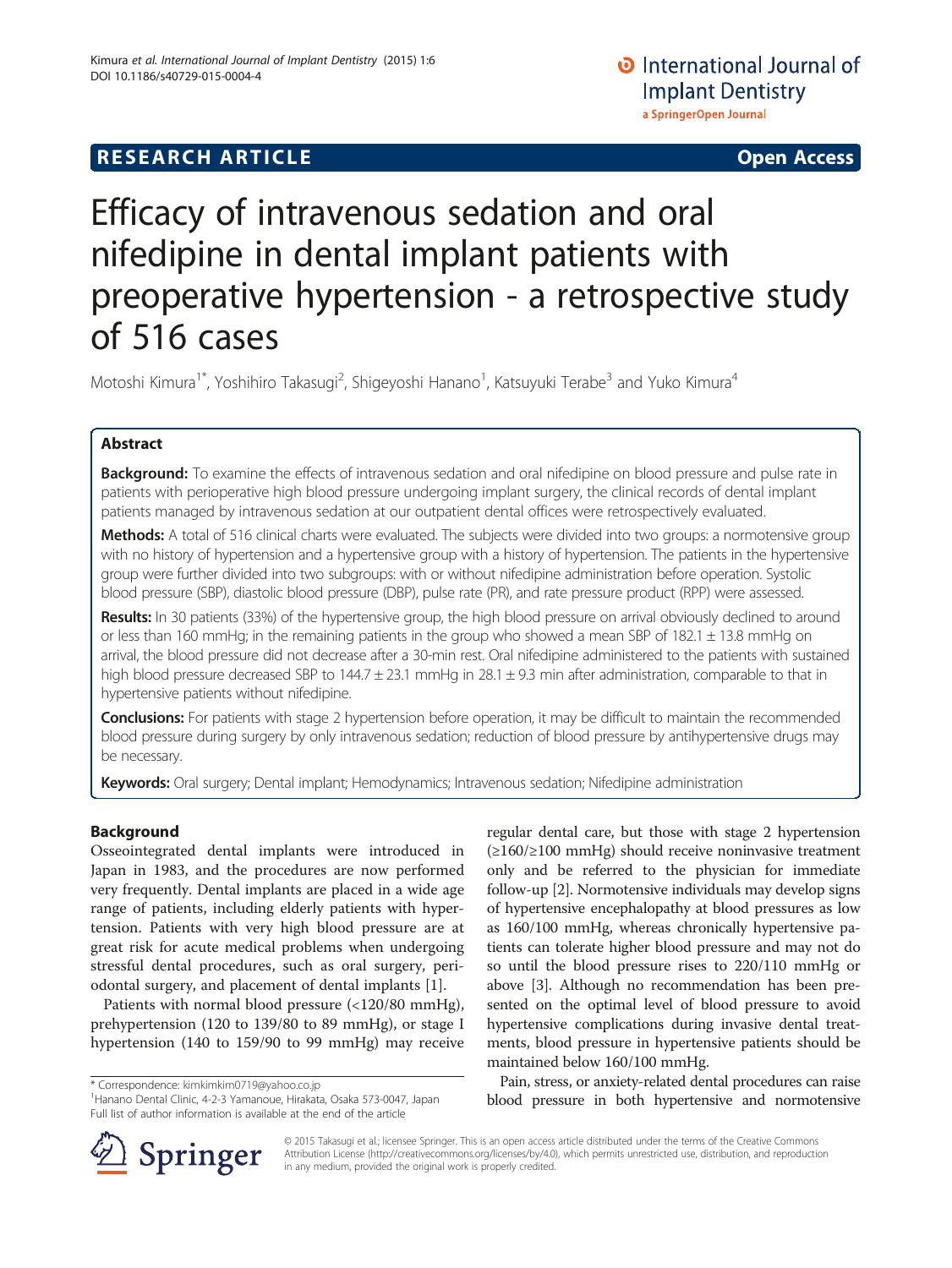RESEARCH ARTICLE Open Access

# Efficacy of intravenous sedation and oral nifedipine in dental implant patients with preoperative hypertension - a retrospective study of 516 cases

Motoshi Kimura[1*], Yoshihiro Takasugi[2], Shigeyoshi Hanano[1], Katsuyuki Terabe[3] and Yuko Kimura[4]

## Abstract

**Background:** To examine the effects of intravenous sedation and oral nifedipine on blood pressure and pulse rate in patients with perioperative high blood pressure undergoing implant surgery, the clinical records of dental implant patients managed by intravenous sedation at our outpatient dental offices were retrospectively evaluated.

**Methods:** A total of 516 clinical charts were evaluated. The subjects were divided into two groups: a normotensive group with no history of hypertension and a hypertensive group with a history of hypertension. The patients in the hypertensive group were further divided into two subgroups: with or without nifedipine administration before operation. Systolic blood pressure (SBP), diastolic blood pressure (DBP), pulse rate (PR), and rate pressure product (RPP) were assessed.

**Results:** In 30 patients (33%) of the hypertensive group, the high blood pressure on arrival obviously declined to around or less than 160 mmHg; in the remaining patients in the group who showed a mean SBP of 182.1 ± 13.8 mmHg on arrival, the blood pressure did not decrease after a 30-min rest. Oral nifedipine administered to the patients with sustained high blood pressure decreased SBP to 144.7 ± 23.1 mmHg in 28.1 ± 9.3 min after administration, comparable to that in hypertensive patients without nifedipine.

**Conclusions:** For patients with stage 2 hypertension before operation, it may be difficult to maintain the recommended blood pressure during surgery by only intravenous sedation; reduction of blood pressure by antihypertensive drugs may be necessary.

**Keywords:** Oral surgery; Dental implant; Hemodynamics; Intravenous sedation; Nifedipine administration

## Background

Osseointegrated dental implants were introduced in Japan in 1983, and the procedures are now performed very frequently. Dental implants are placed in a wide age range of patients, including elderly patients with hypertension. Patients with very high blood pressure are at great risk for acute medical problems when undergoing stressful dental procedures, such as oral surgery, periodontal surgery, and placement of dental implants [1].

Patients with normal blood pressure (<120/80 mmHg), prehypertension (120 to 139/80 to 89 mmHg), or stage I hypertension (140 to 159/90 to 99 mmHg) may receive regular dental care, but those with stage 2 hypertension (≥160/≥100 mmHg) should receive noninvasive treatment only and be referred to the physician for immediate follow-up [2]. Normotensive individuals may develop signs of hypertensive encephalopathy at blood pressures as low as 160/100 mmHg, whereas chronically hypertensive patients can tolerate higher blood pressure and may not do so until the blood pressure rises to 220/110 mmHg or above [3]. Although no recommendation has been presented on the optimal level of blood pressure to avoid hypertensive complications during invasive dental treatments, blood pressure in hypertensive patients should be maintained below 160/100 mmHg.

Pain, stress, or anxiety-related dental procedures can raise blood pressure in both hypertensive and normotensive

\* Correspondence: kimkimkim0719@yahoo.co.jp
[1]Hanano Dental Clinic, 4-2-3 Yamanoue, Hirakata, Osaka 573-0047, Japan
Full list of author information is available at the end of the article

© 2015 Takasugi et al.; licensee Springer. This is an open access article distributed under the terms of the Creative Commons Attribution License (http://creativecommons.org/licenses/by/4.0), which permits unrestricted use, distribution, and reproduction in any medium, provided the original work is properly credited.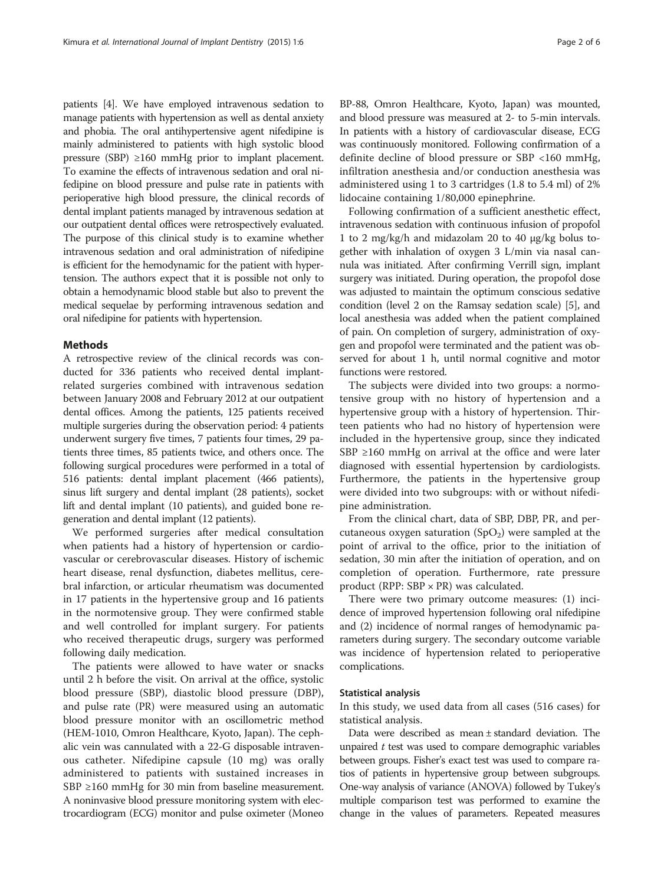patients [4]. We have employed intravenous sedation to manage patients with hypertension as well as dental anxiety and phobia. The oral antihypertensive agent nifedipine is mainly administered to patients with high systolic blood pressure (SBP) ≥160 mmHg prior to implant placement. To examine the effects of intravenous sedation and oral nifedipine on blood pressure and pulse rate in patients with perioperative high blood pressure, the clinical records of dental implant patients managed by intravenous sedation at our outpatient dental offices were retrospectively evaluated. The purpose of this clinical study is to examine whether intravenous sedation and oral administration of nifedipine is efficient for the hemodynamic for the patient with hypertension. The authors expect that it is possible not only to obtain a hemodynamic blood stable but also to prevent the medical sequelae by performing intravenous sedation and oral nifedipine for patients with hypertension.

## Methods

A retrospective review of the clinical records was conducted for 336 patients who received dental implant-related surgeries combined with intravenous sedation between January 2008 and February 2012 at our outpatient dental offices. Among the patients, 125 patients received multiple surgeries during the observation period: 4 patients underwent surgery five times, 7 patients four times, 29 patients three times, 85 patients twice, and others once. The following surgical procedures were performed in a total of 516 patients: dental implant placement (466 patients), sinus lift surgery and dental implant (28 patients), socket lift and dental implant (10 patients), and guided bone regeneration and dental implant (12 patients).

We performed surgeries after medical consultation when patients had a history of hypertension or cardiovascular or cerebrovascular diseases. History of ischemic heart disease, renal dysfunction, diabetes mellitus, cerebral infarction, or articular rheumatism was documented in 17 patients in the hypertensive group and 16 patients in the normotensive group. They were confirmed stable and well controlled for implant surgery. For patients who received therapeutic drugs, surgery was performed following daily medication.

The patients were allowed to have water or snacks until 2 h before the visit. On arrival at the office, systolic blood pressure (SBP), diastolic blood pressure (DBP), and pulse rate (PR) were measured using an automatic blood pressure monitor with an oscillometric method (HEM-1010, Omron Healthcare, Kyoto, Japan). The cephalic vein was cannulated with a 22-G disposable intravenous catheter. Nifedipine capsule (10 mg) was orally administered to patients with sustained increases in SBP ≥160 mmHg for 30 min from baseline measurement. A noninvasive blood pressure monitoring system with electrocardiogram (ECG) monitor and pulse oximeter (Moneo BP-88, Omron Healthcare, Kyoto, Japan) was mounted, and blood pressure was measured at 2- to 5-min intervals. In patients with a history of cardiovascular disease, ECG was continuously monitored. Following confirmation of a definite decline of blood pressure or SBP <160 mmHg, infiltration anesthesia and/or conduction anesthesia was administered using 1 to 3 cartridges (1.8 to 5.4 ml) of 2% lidocaine containing 1/80,000 epinephrine.

Following confirmation of a sufficient anesthetic effect, intravenous sedation with continuous infusion of propofol 1 to 2 mg/kg/h and midazolam 20 to 40 μg/kg bolus together with inhalation of oxygen 3 L/min via nasal cannula was initiated. After confirming Verrill sign, implant surgery was initiated. During operation, the propofol dose was adjusted to maintain the optimum conscious sedative condition (level 2 on the Ramsay sedation scale) [5], and local anesthesia was added when the patient complained of pain. On completion of surgery, administration of oxygen and propofol were terminated and the patient was observed for about 1 h, until normal cognitive and motor functions were restored.

The subjects were divided into two groups: a normotensive group with no history of hypertension and a hypertensive group with a history of hypertension. Thirteen patients who had no history of hypertension were included in the hypertensive group, since they indicated SBP ≥160 mmHg on arrival at the office and were later diagnosed with essential hypertension by cardiologists. Furthermore, the patients in the hypertensive group were divided into two subgroups: with or without nifedipine administration.

From the clinical chart, data of SBP, DBP, PR, and percutaneous oxygen saturation ($SpO_2$) were sampled at the point of arrival to the office, prior to the initiation of sedation, 30 min after the initiation of operation, and on completion of operation. Furthermore, rate pressure product (RPP: SBP × PR) was calculated.

There were two primary outcome measures: (1) incidence of improved hypertension following oral nifedipine and (2) incidence of normal ranges of hemodynamic parameters during surgery. The secondary outcome variable was incidence of hypertension related to perioperative complications.

### Statistical analysis

In this study, we used data from all cases (516 cases) for statistical analysis.

Data were described as mean ± standard deviation. The unpaired $t$ test was used to compare demographic variables between groups. Fisher's exact test was used to compare ratios of patients in hypertensive group between subgroups. One-way analysis of variance (ANOVA) followed by Tukey's multiple comparison test was performed to examine the change in the values of parameters. Repeated measures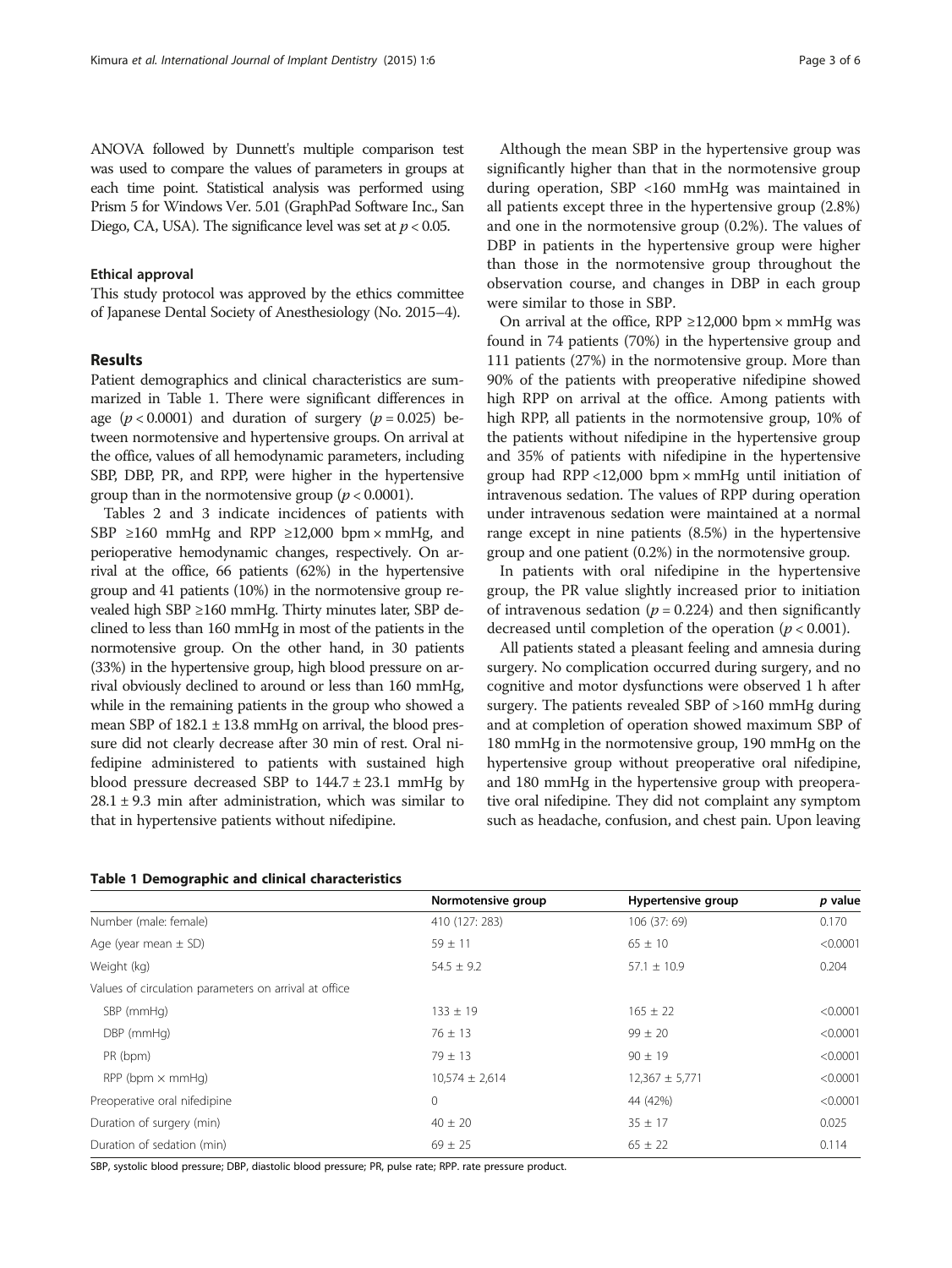ANOVA followed by Dunnett's multiple comparison test was used to compare the values of parameters in groups at each time point. Statistical analysis was performed using Prism 5 for Windows Ver. 5.01 (GraphPad Software Inc., San Diego, CA, USA). The significance level was set at $p < 0.05$.

### Ethical approval

This study protocol was approved by the ethics committee of Japanese Dental Society of Anesthesiology (No. 2015–4).

## Results

Patient demographics and clinical characteristics are summarized in Table 1. There were significant differences in age ($p < 0.0001$) and duration of surgery ($p = 0.025$) between normotensive and hypertensive groups. On arrival at the office, values of all hemodynamic parameters, including SBP, DBP, PR, and RPP, were higher in the hypertensive group than in the normotensive group ($p < 0.0001$).

Tables 2 and 3 indicate incidences of patients with SBP ≥160 mmHg and RPP ≥12,000 bpm × mmHg, and perioperative hemodynamic changes, respectively. On arrival at the office, 66 patients (62%) in the hypertensive group and 41 patients (10%) in the normotensive group revealed high SBP ≥160 mmHg. Thirty minutes later, SBP declined to less than 160 mmHg in most of the patients in the normotensive group. On the other hand, in 30 patients (33%) in the hypertensive group, high blood pressure on arrival obviously declined to around or less than 160 mmHg, while in the remaining patients in the group who showed a mean SBP of 182.1 ± 13.8 mmHg on arrival, the blood pressure did not clearly decrease after 30 min of rest. Oral nifedipine administered to patients with sustained high blood pressure decreased SBP to 144.7 ± 23.1 mmHg by 28.1 ± 9.3 min after administration, which was similar to that in hypertensive patients without nifedipine.

Although the mean SBP in the hypertensive group was significantly higher than that in the normotensive group during operation, SBP <160 mmHg was maintained in all patients except three in the hypertensive group (2.8%) and one in the normotensive group (0.2%). The values of DBP in patients in the hypertensive group were higher than those in the normotensive group throughout the observation course, and changes in DBP in each group were similar to those in SBP.

On arrival at the office, RPP ≥12,000 bpm × mmHg was found in 74 patients (70%) in the hypertensive group and 111 patients (27%) in the normotensive group. More than 90% of the patients with preoperative nifedipine showed high RPP on arrival at the office. Among patients with high RPP, all patients in the normotensive group, 10% of the patients without nifedipine in the hypertensive group and 35% of patients with nifedipine in the hypertensive group had RPP <12,000 bpm × mmHg until initiation of intravenous sedation. The values of RPP during operation under intravenous sedation were maintained at a normal range except in nine patients (8.5%) in the hypertensive group and one patient (0.2%) in the normotensive group.

In patients with oral nifedipine in the hypertensive group, the PR value slightly increased prior to initiation of intravenous sedation ($p = 0.224$) and then significantly decreased until completion of the operation ($p < 0.001$).

All patients stated a pleasant feeling and amnesia during surgery. No complication occurred during surgery, and no cognitive and motor dysfunctions were observed 1 h after surgery. The patients revealed SBP of >160 mmHg during and at completion of operation showed maximum SBP of 180 mmHg in the normotensive group, 190 mmHg on the hypertensive group without preoperative oral nifedipine, and 180 mmHg in the hypertensive group with preoperative oral nifedipine. They did not complaint any symptom such as headache, confusion, and chest pain. Upon leaving

**Table 1 Demographic and clinical characteristics**

| | Normotensive group | Hypertensive group | *p* value |
|---|---|---|---|
| Number (male: female) | 410 (127: 283) | 106 (37: 69) | 0.170 |
| Age (year mean ± SD) | 59 ± 11 | 65 ± 10 | <0.0001 |
| Weight (kg) | 54.5 ± 9.2 | 57.1 ± 10.9 | 0.204 |
| Values of circulation parameters on arrival at office | | | |
| SBP (mmHg) | 133 ± 19 | 165 ± 22 | <0.0001 |
| DBP (mmHg) | 76 ± 13 | 99 ± 20 | <0.0001 |
| PR (bpm) | 79 ± 13 | 90 ± 19 | <0.0001 |
| RPP (bpm × mmHg) | 10,574 ± 2,614 | 12,367 ± 5,771 | <0.0001 |
| Preoperative oral nifedipine | 0 | 44 (42%) | <0.0001 |
| Duration of surgery (min) | 40 ± 20 | 35 ± 17 | 0.025 |
| Duration of sedation (min) | 69 ± 25 | 65 ± 22 | 0.114 |

SBP, systolic blood pressure; DBP, diastolic blood pressure; PR, pulse rate; RPP. rate pressure product.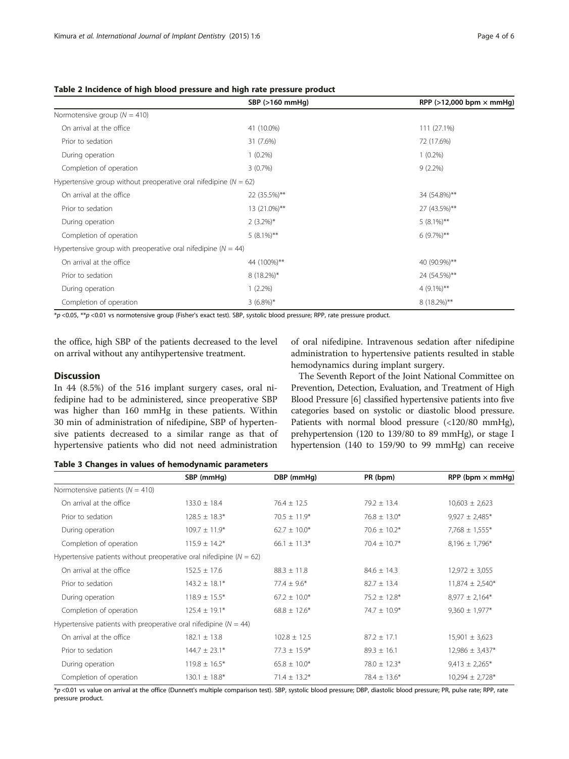**Table 2 Incidence of high blood pressure and high rate pressure product**

| | SBP (>160 mmHg) | RPP (>12,000 bpm × mmHg) |
|---|---|---|
| Normotensive group ($N = 410$) | | |
| On arrival at the office | 41 (10.0%) | 111 (27.1%) |
| Prior to sedation | 31 (7.6%) | 72 (17.6%) |
| During operation | 1 (0.2%) | 1 (0.2%) |
| Completion of operation | 3 (0.7%) | 9 (2.2%) |
| Hypertensive group without preoperative oral nifedipine ($N = 62$) | | |
| On arrival at the office | 22 (35.5%)** | 34 (54.8%)** |
| Prior to sedation | 13 (21.0%)** | 27 (43.5%)** |
| During operation | 2 (3.2%)* | 5 (8.1%)** |
| Completion of operation | 5 (8.1%)** | 6 (9.7%)** |
| Hypertensive group with preoperative oral nifedipine ($N = 44$) | | |
| On arrival at the office | 44 (100%)** | 40 (90.9%)** |
| Prior to sedation | 8 (18.2%)* | 24 (54.5%)** |
| During operation | 1 (2.2%) | 4 (9.1%)** |
| Completion of operation | 3 (6.8%)* | 8 (18.2%)** |

*$p < 0.05$, **$p < 0.01$ vs normotensive group (Fisher's exact test). SBP, systolic blood pressure; RPP, rate pressure product.

the office, high SBP of the patients decreased to the level on arrival without any antihypertensive treatment.

## Discussion

In 44 (8.5%) of the 516 implant surgery cases, oral nifedipine had to be administered, since preoperative SBP was higher than 160 mmHg in these patients. Within 30 min of administration of nifedipine, SBP of hypertensive patients decreased to a similar range as that of hypertensive patients who did not need administration of oral nifedipine. Intravenous sedation after nifedipine administration to hypertensive patients resulted in stable hemodynamics during implant surgery.

The Seventh Report of the Joint National Committee on Prevention, Detection, Evaluation, and Treatment of High Blood Pressure [6] classified hypertensive patients into five categories based on systolic or diastolic blood pressure. Patients with normal blood pressure (<120/80 mmHg), prehypertension (120 to 139/80 to 89 mmHg), or stage I hypertension (140 to 159/90 to 99 mmHg) can receive

**Table 3 Changes in values of hemodynamic parameters**

| | SBP (mmHg) | DBP (mmHg) | PR (bpm) | RPP (bpm × mmHg) |
|---|---|---|---|---|
| Normotensive patients ($N = 410$) | | | | |
| On arrival at the office | 133.0 ± 18.4 | 76.4 ± 12.5 | 79.2 ± 13.4 | 10,603 ± 2,623 |
| Prior to sedation | 128.5 ± 18.3* | 70.5 ± 11.9* | 76.8 ± 13.0* | 9,927 ± 2,485* |
| During operation | 109.7 ± 11.9* | 62.7 ± 10.0* | 70.6 ± 10.2* | 7,768 ± 1,555* |
| Completion of operation | 115.9 ± 14.2* | 66.1 ± 11.3* | 70.4 ± 10.7* | 8,196 ± 1,796* |
| Hypertensive patients without preoperative oral nifedipine ($N = 62$) | | | | |
| On arrival at the office | 152.5 ± 17.6 | 88.3 ± 11.8 | 84.6 ± 14.3 | 12,972 ± 3,055 |
| Prior to sedation | 143.2 ± 18.1* | 77.4 ± 9.6* | 82.7 ± 13.4 | 11,874 ± 2,540* |
| During operation | 118.9 ± 15.5* | 67.2 ± 10.0* | 75.2 ± 12.8* | 8,977 ± 2,164* |
| Completion of operation | 125.4 ± 19.1* | 68.8 ± 12.6* | 74.7 ± 10.9* | 9,360 ± 1,977* |
| Hypertensive patients with preoperative oral nifedipine ($N = 44$) | | | | |
| On arrival at the office | 182.1 ± 13.8 | 102.8 ± 12.5 | 87.2 ± 17.1 | 15,901 ± 3,623 |
| Prior to sedation | 144.7 ± 23.1* | 77.3 ± 15.9* | 89.3 ± 16.1 | 12,986 ± 3,437* |
| During operation | 119.8 ± 16.5* | 65.8 ± 10.0* | 78.0 ± 12.3* | 9,413 ± 2,265* |
| Completion of operation | 130.1 ± 18.8* | 71.4 ± 13.2* | 78.4 ± 13.6* | 10,294 ± 2,728* |

*$p < 0.01$ vs value on arrival at the office (Dunnett's multiple comparison test). SBP, systolic blood pressure; DBP, diastolic blood pressure; PR, pulse rate; RPP, rate pressure product.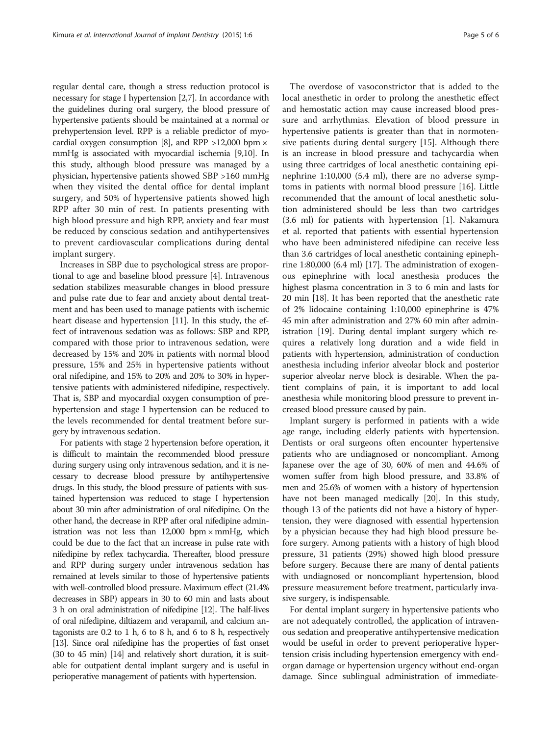regular dental care, though a stress reduction protocol is necessary for stage I hypertension [2,7]. In accordance with the guidelines during oral surgery, the blood pressure of hypertensive patients should be maintained at a normal or prehypertension level. RPP is a reliable predictor of myocardial oxygen consumption [8], and RPP >12,000 bpm × mmHg is associated with myocardial ischemia [9,10]. In this study, although blood pressure was managed by a physician, hypertensive patients showed SBP >160 mmHg when they visited the dental office for dental implant surgery, and 50% of hypertensive patients showed high RPP after 30 min of rest. In patients presenting with high blood pressure and high RPP, anxiety and fear must be reduced by conscious sedation and antihypertensives to prevent cardiovascular complications during dental implant surgery.

Increases in SBP due to psychological stress are proportional to age and baseline blood pressure [4]. Intravenous sedation stabilizes measurable changes in blood pressure and pulse rate due to fear and anxiety about dental treatment and has been used to manage patients with ischemic heart disease and hypertension [11]. In this study, the effect of intravenous sedation was as follows: SBP and RPP, compared with those prior to intravenous sedation, were decreased by 15% and 20% in patients with normal blood pressure, 15% and 25% in hypertensive patients without oral nifedipine, and 15% to 20% and 20% to 30% in hypertensive patients with administered nifedipine, respectively. That is, SBP and myocardial oxygen consumption of prehypertension and stage I hypertension can be reduced to the levels recommended for dental treatment before surgery by intravenous sedation.

For patients with stage 2 hypertension before operation, it is difficult to maintain the recommended blood pressure during surgery using only intravenous sedation, and it is necessary to decrease blood pressure by antihypertensive drugs. In this study, the blood pressure of patients with sustained hypertension was reduced to stage I hypertension about 30 min after administration of oral nifedipine. On the other hand, the decrease in RPP after oral nifedipine administration was not less than 12,000 bpm × mmHg, which could be due to the fact that an increase in pulse rate with nifedipine by reflex tachycardia. Thereafter, blood pressure and RPP during surgery under intravenous sedation has remained at levels similar to those of hypertensive patients with well-controlled blood pressure. Maximum effect (21.4% decreases in SBP) appears in 30 to 60 min and lasts about 3 h on oral administration of nifedipine [12]. The half-lives of oral nifedipine, diltiazem and verapamil, and calcium antagonists are 0.2 to 1 h, 6 to 8 h, and 6 to 8 h, respectively [13]. Since oral nifedipine has the properties of fast onset (30 to 45 min) [14] and relatively short duration, it is suitable for outpatient dental implant surgery and is useful in perioperative management of patients with hypertension.

The overdose of vasoconstrictor that is added to the local anesthetic in order to prolong the anesthetic effect and hemostatic action may cause increased blood pressure and arrhythmias. Elevation of blood pressure in hypertensive patients is greater than that in normotensive patients during dental surgery [15]. Although there is an increase in blood pressure and tachycardia when using three cartridges of local anesthetic containing epinephrine 1:10,000 (5.4 ml), there are no adverse symptoms in patients with normal blood pressure [16]. Little recommended that the amount of local anesthetic solution administered should be less than two cartridges (3.6 ml) for patients with hypertension [1]. Nakamura et al. reported that patients with essential hypertension who have been administered nifedipine can receive less than 3.6 cartridges of local anesthetic containing epinephrine 1:80,000 (6.4 ml) [17]. The administration of exogenous epinephrine with local anesthesia produces the highest plasma concentration in 3 to 6 min and lasts for 20 min [18]. It has been reported that the anesthetic rate of 2% lidocaine containing 1:10,000 epinephrine is 47% 45 min after administration and 27% 60 min after administration [19]. During dental implant surgery which requires a relatively long duration and a wide field in patients with hypertension, administration of conduction anesthesia including inferior alveolar block and posterior superior alveolar nerve block is desirable. When the patient complains of pain, it is important to add local anesthesia while monitoring blood pressure to prevent increased blood pressure caused by pain.

Implant surgery is performed in patients with a wide age range, including elderly patients with hypertension. Dentists or oral surgeons often encounter hypertensive patients who are undiagnosed or noncompliant. Among Japanese over the age of 30, 60% of men and 44.6% of women suffer from high blood pressure, and 33.8% of men and 25.6% of women with a history of hypertension have not been managed medically [20]. In this study, though 13 of the patients did not have a history of hypertension, they were diagnosed with essential hypertension by a physician because they had high blood pressure before surgery. Among patients with a history of high blood pressure, 31 patients (29%) showed high blood pressure before surgery. Because there are many of dental patients with undiagnosed or noncompliant hypertension, blood pressure measurement before treatment, particularly invasive surgery, is indispensable.

For dental implant surgery in hypertensive patients who are not adequately controlled, the application of intravenous sedation and preoperative antihypertensive medication would be useful in order to prevent perioperative hypertension crisis including hypertension emergency with end-organ damage or hypertension urgency without end-organ damage. Since sublingual administration of immediate-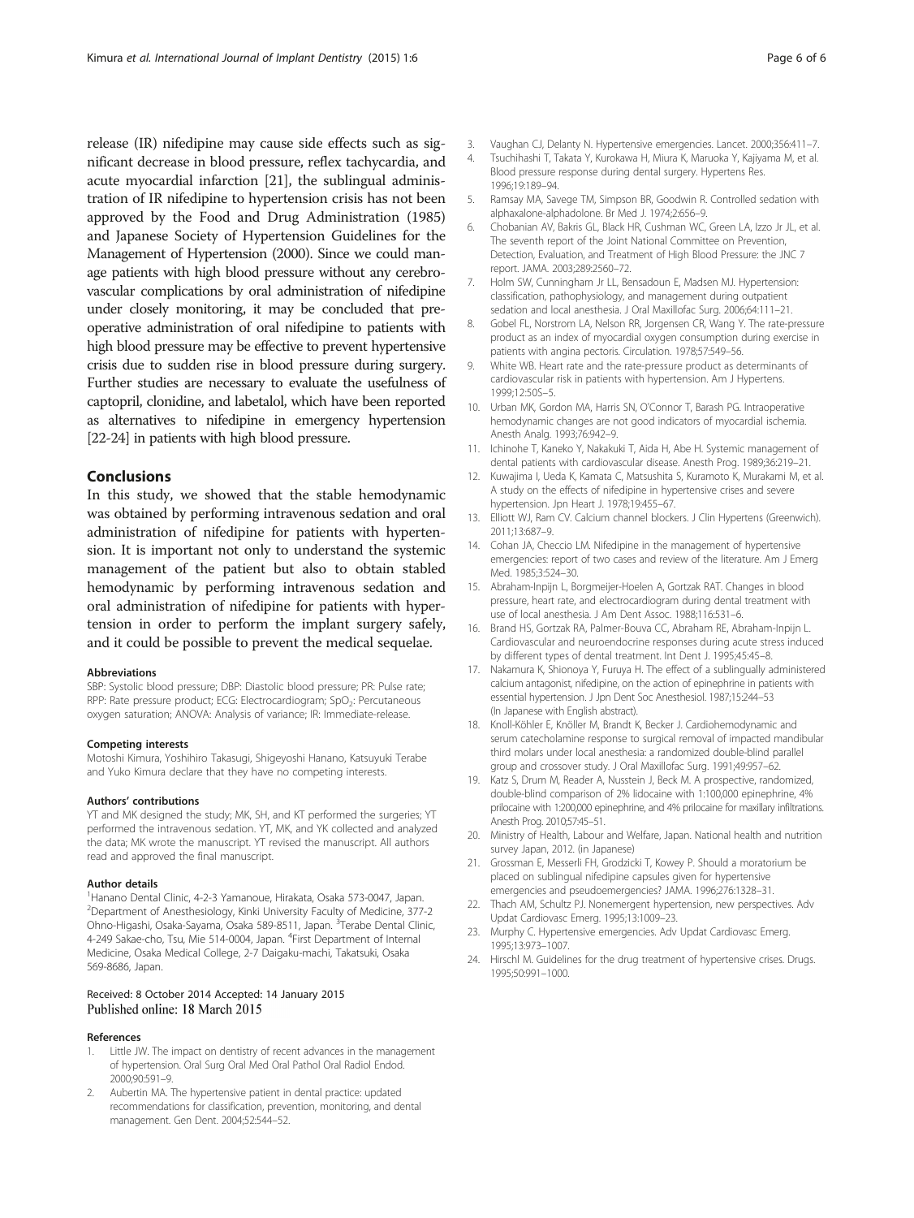release (IR) nifedipine may cause side effects such as significant decrease in blood pressure, reflex tachycardia, and acute myocardial infarction [21], the sublingual administration of IR nifedipine to hypertension crisis has not been approved by the Food and Drug Administration (1985) and Japanese Society of Hypertension Guidelines for the Management of Hypertension (2000). Since we could manage patients with high blood pressure without any cerebrovascular complications by oral administration of nifedipine under closely monitoring, it may be concluded that preoperative administration of oral nifedipine to patients with high blood pressure may be effective to prevent hypertensive crisis due to sudden rise in blood pressure during surgery. Further studies are necessary to evaluate the usefulness of captopril, clonidine, and labetalol, which have been reported as alternatives to nifedipine in emergency hypertension [22-24] in patients with high blood pressure.

## Conclusions

In this study, we showed that the stable hemodynamic was obtained by performing intravenous sedation and oral administration of nifedipine for patients with hypertension. It is important not only to understand the systemic management of the patient but also to obtain stabled hemodynamic by performing intravenous sedation and oral administration of nifedipine for patients with hypertension in order to perform the implant surgery safely, and it could be possible to prevent the medical sequelae.

#### Abbreviations

SBP: Systolic blood pressure; DBP: Diastolic blood pressure; PR: Pulse rate; RPP: Rate pressure product; ECG: Electrocardiogram; $SpO_2$: Percutaneous oxygen saturation; ANOVA: Analysis of variance; IR: Immediate-release.

#### Competing interests

Motoshi Kimura, Yoshihiro Takasugi, Shigeyoshi Hanano, Katsuyuki Terabe and Yuko Kimura declare that they have no competing interests.

#### Authors' contributions

YT and MK designed the study; MK, SH, and KT performed the surgeries; YT performed the intravenous sedation. YT, MK, and YK collected and analyzed the data; MK wrote the manuscript. YT revised the manuscript. All authors read and approved the final manuscript.

#### Author details

[1]Hanano Dental Clinic, 4-2-3 Yamanoue, Hirakata, Osaka 573-0047, Japan. [2]Department of Anesthesiology, Kinki University Faculty of Medicine, 377-2 Ohno-Higashi, Osaka-Sayama, Osaka 589-8511, Japan. [3]Terabe Dental Clinic, 4-249 Sakae-cho, Tsu, Mie 514-0004, Japan. [4]First Department of Internal Medicine, Osaka Medical College, 2-7 Daigaku-machi, Takatsuki, Osaka 569-8686, Japan.

Received: 8 October 2014 Accepted: 14 January 2015
Published online: 18 March 2015

#### References

1. Little JW. The impact on dentistry of recent advances in the management of hypertension. Oral Surg Oral Med Oral Pathol Oral Radiol Endod. 2000;90:591–9.
2. Aubertin MA. The hypertensive patient in dental practice: updated recommendations for classification, prevention, monitoring, and dental management. Gen Dent. 2004;52:544–52.
3. Vaughan CJ, Delanty N. Hypertensive emergencies. Lancet. 2000;356:411–7.
4. Tsuchihashi T, Takata Y, Kurokawa H, Miura K, Maruoka Y, Kajiyama M, et al. Blood pressure response during dental surgery. Hypertens Res. 1996;19:189–94.
5. Ramsay MA, Savege TM, Simpson BR, Goodwin R. Controlled sedation with alphaxalone-alphadolone. Br Med J. 1974;2:656–9.
6. Chobanian AV, Bakris GL, Black HR, Cushman WC, Green LA, Izzo Jr JL, et al. The seventh report of the Joint National Committee on Prevention, Detection, Evaluation, and Treatment of High Blood Pressure: the JNC 7 report. JAMA. 2003;289:2560–72.
7. Holm SW, Cunningham Jr LL, Bensadoun E, Madsen MJ. Hypertension: classification, pathophysiology, and management during outpatient sedation and local anesthesia. J Oral Maxillofac Surg. 2006;64:111–21.
8. Gobel FL, Norstrom LA, Nelson RR, Jorgensen CR, Wang Y. The rate-pressure product as an index of myocardial oxygen consumption during exercise in patients with angina pectoris. Circulation. 1978;57:549–56.
9. White WB. Heart rate and the rate-pressure product as determinants of cardiovascular risk in patients with hypertension. Am J Hypertens. 1999;12:50S–5.
10. Urban MK, Gordon MA, Harris SN, O'Connor T, Barash PG. Intraoperative hemodynamic changes are not good indicators of myocardial ischemia. Anesth Analg. 1993;76:942–9.
11. Ichinohe T, Kaneko Y, Nakakuki T, Aida H, Abe H. Systemic management of dental patients with cardiovascular disease. Anesth Prog. 1989;36:219–21.
12. Kuwajima I, Ueda K, Kamata C, Matsushita S, Kuramoto K, Murakami M, et al. A study on the effects of nifedipine in hypertensive crises and severe hypertension. Jpn Heart J. 1978;19:455–67.
13. Elliott WJ, Ram CV. Calcium channel blockers. J Clin Hypertens (Greenwich). 2011;13:687–9.
14. Cohan JA, Checcio LM. Nifedipine in the management of hypertensive emergencies: report of two cases and review of the literature. Am J Emerg Med. 1985;3:524–30.
15. Abraham-Inpijn L, Borgmeijer-Hoelen A, Gortzak RAT. Changes in blood pressure, heart rate, and electrocardiogram during dental treatment with use of local anesthesia. J Am Dent Assoc. 1988;116:531–6.
16. Brand HS, Gortzak RA, Palmer-Bouva CC, Abraham RE, Abraham-Inpijn L. Cardiovascular and neuroendocrine responses during acute stress induced by different types of dental treatment. Int Dent J. 1995;45:45–8.
17. Nakamura K, Shionoya Y, Furuya H. The effect of a sublingually administered calcium antagonist, nifedipine, on the action of epinephrine in patients with essential hypertension. J Jpn Dent Soc Anesthesiol. 1987;15:244–53 (In Japanese with English abstract).
18. Knoll-Köhler E, Knöller M, Brandt K, Becker J. Cardiohemodynamic and serum catecholamine response to surgical removal of impacted mandibular third molars under local anesthesia: a randomized double-blind parallel group and crossover study. J Oral Maxillofac Surg. 1991;49:957–62.
19. Katz S, Drum M, Reader A, Nusstein J, Beck M. A prospective, randomized, double-blind comparison of 2% lidocaine with 1:100,000 epinephrine, 4% prilocaine with 1:200,000 epinephrine, and 4% prilocaine for maxillary infiltrations. Anesth Prog. 2010;57:45–51.
20. Ministry of Health, Labour and Welfare, Japan. National health and nutrition survey Japan, 2012. (in Japanese)
21. Grossman E, Messerli FH, Grodzicki T, Kowey P. Should a moratorium be placed on sublingual nifedipine capsules given for hypertensive emergencies and pseudoemergencies? JAMA. 1996;276:1328–31.
22. Thach AM, Schultz PJ. Nonemergent hypertension, new perspectives. Adv Updat Cardiovasc Emerg. 1995;13:1009–23.
23. Murphy C. Hypertensive emergencies. Adv Updat Cardiovasc Emerg. 1995;13:973–1007.
24. Hirschl M. Guidelines for the drug treatment of hypertensive crises. Drugs. 1995;50:991–1000.